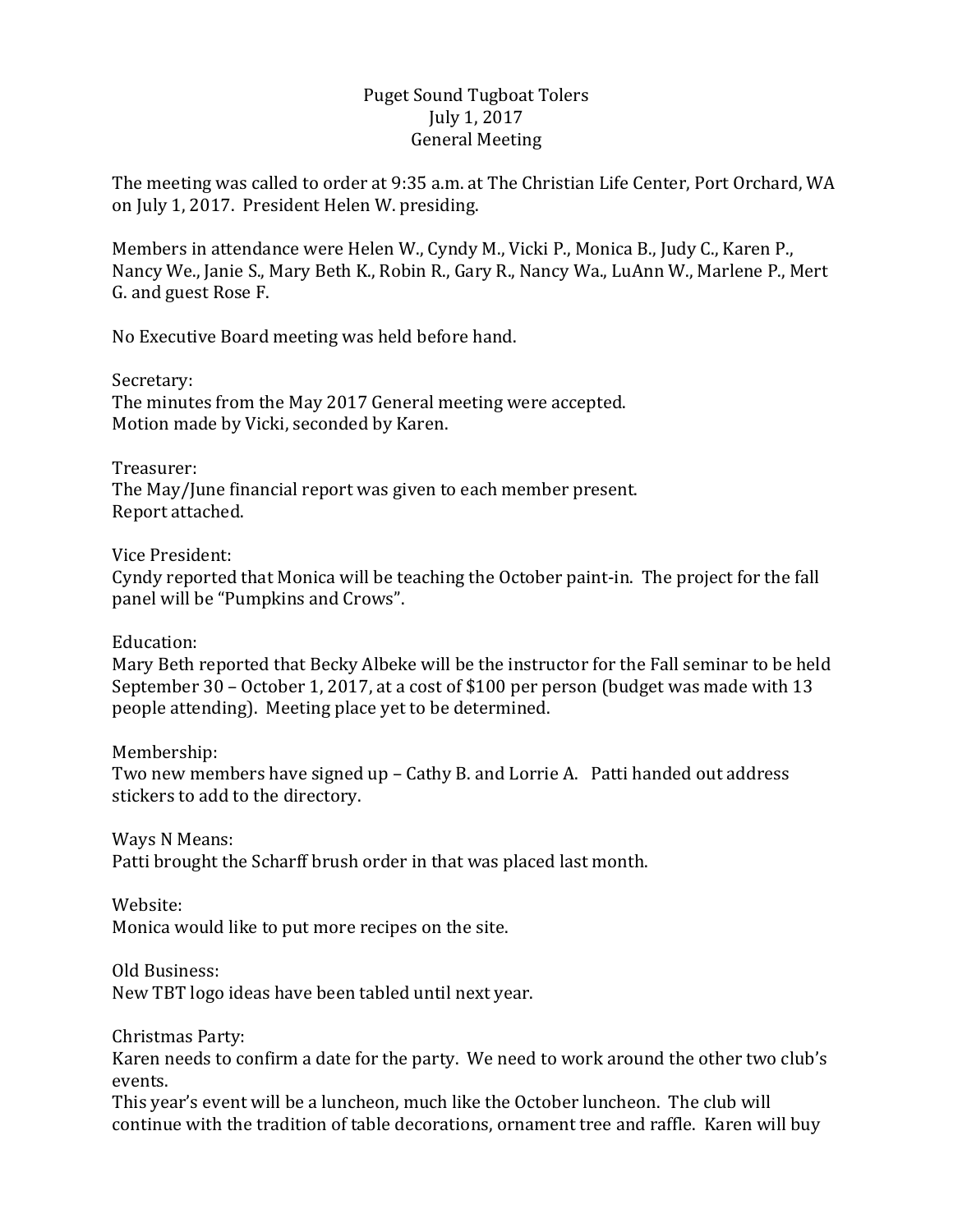Puget Sound Tugboat Tolers
July 1, 2017
General Meeting

The meeting was called to order at 9:35 a.m. at The Christian Life Center, Port Orchard, WA on July 1, 2017. President Helen W. presiding.

Members in attendance were Helen W., Cyndy M., Vicki P., Monica B., Judy C., Karen P., Nancy We., Janie S., Mary Beth K., Robin R., Gary R., Nancy Wa., LuAnn W., Marlene P., Mert G. and guest Rose F.

No Executive Board meeting was held before hand.

Secretary:
The minutes from the May 2017 General meeting were accepted.
Motion made by Vicki, seconded by Karen.

Treasurer:
The May/June financial report was given to each member present.
Report attached.

Vice President:
Cyndy reported that Monica will be teaching the October paint-in. The project for the fall panel will be "Pumpkins and Crows".

Education:
Mary Beth reported that Becky Albeke will be the instructor for the Fall seminar to be held September 30 – October 1, 2017, at a cost of $100 per person (budget was made with 13 people attending). Meeting place yet to be determined.

Membership:
Two new members have signed up – Cathy B. and Lorrie A. Patti handed out address stickers to add to the directory.

Ways N Means:
Patti brought the Scharff brush order in that was placed last month.

Website:
Monica would like to put more recipes on the site.

Old Business:
New TBT logo ideas have been tabled until next year.

Christmas Party:
Karen needs to confirm a date for the party. We need to work around the other two club's events.
This year's event will be a luncheon, much like the October luncheon. The club will continue with the tradition of table decorations, ornament tree and raffle. Karen will buy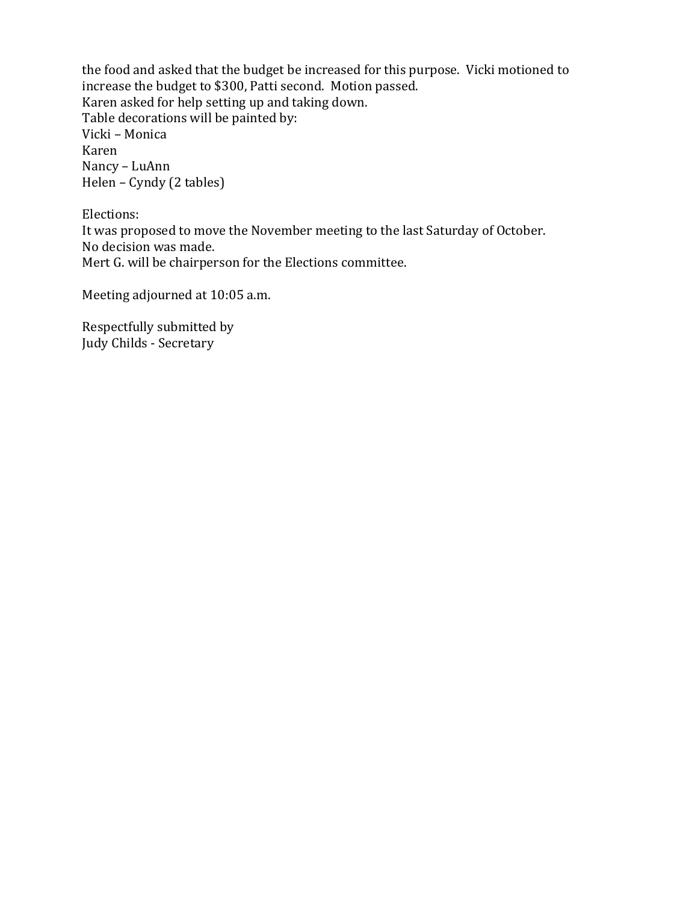the food and asked that the budget be increased for this purpose. Vicki motioned to increase the budget to $300, Patti second. Motion passed.
Karen asked for help setting up and taking down.
Table decorations will be painted by:
Vicki – Monica
Karen
Nancy – LuAnn
Helen – Cyndy (2 tables)

Elections:
It was proposed to move the November meeting to the last Saturday of October.
No decision was made.
Mert G. will be chairperson for the Elections committee.

Meeting adjourned at 10:05 a.m.

Respectfully submitted by
Judy Childs - Secretary